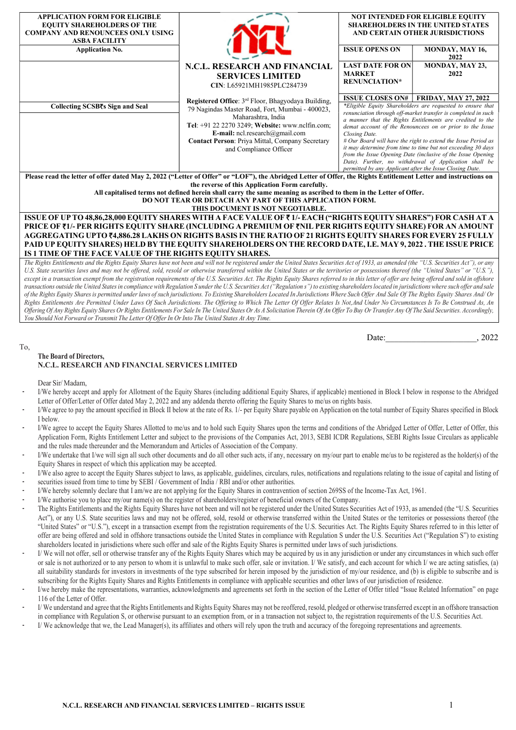| APPLICATION FORM FOR ELIGIBLE EQUITY SHAREHOLDERS OF THE COMPANY AND RENOUNCEES ONLY USING ASBA FACILITY | **N.C.L. RESEARCH AND FINANCIAL SERVICES LIMITED**<br>CIN: L65921MH1985PLC284739<br><br>**Registered Office**: 3rd Floor, Bhagyodaya Building, 79 Nagindas Master Road, Fort, Mumbai - 400023, Maharashtra, India<br>**Tel**: +91 22 2270 3249; **Website:** www.nclfin.com;<br>**E-mail:** ncl.research@gmail.com<br>**Contact Person**: Priya Mittal, Company Secretary and Compliance Officer | NOT INDENDED FOR ELIGIBLE EQUITY SHAREHOLDERS IN THE UNITED STATES AND CERTAIN OTHER JURISDICTIONS | |
|---|---|---|---|
| **Application No.** | | **ISSUE OPENS ON** | **MONDAY, MAY 16, 2022** |
| | | **LAST DATE FOR ON MARKET RENUNCIATION*** | **MONDAY, MAY 23, 2022** |
| **Collecting SCSB₹s Sign and Seal** | | **ISSUE CLOSES ON#** | **FRIDAY, MAY 27, 2022** |
| | | *\*Eligible Equity Shareholders are requested to ensure that renunciation through off-market transfer is completed in such a manner that the Rights Entitlements are credited to the demat account of the Renouncees on or prior to the Issue Closing Date.*<br>*# Our Board will have the right to extend the Issue Period as it may determine from time to time but not exceeding 30 days from the Issue Opening Date (inclusive of the Issue Opening Date). Further, no withdrawal of Application shall be permitted by any Applicant after the Issue Closing Date.* | |

**Please read the letter of offer dated May 2, 2022 ("Letter of Offer" or "LOF"), the Abridged Letter of Offer, the Rights Entitlement Letter and instructions on the reverse of this Application Form carefully.**

**All capitalised terms not defined herein shall carry the same meaning as ascribed to them in the Letter of Offer.**

**DO NOT TEAR OR DETACH ANY PART OF THIS APPLICATION FORM.**

**THIS DOCUMENT IS NOT NEGOTIABLE.**

**ISSUE OF UP TO 48,86,28,000 EQUITY SHARES WITH A FACE VALUE OF ₹ 1/- EACH ("RIGHTS EQUITY SHARES") FOR CASH AT A PRICE OF ₹1/- PER RIGHTS EQUITY SHARE (INCLUDING A PREMIUM OF ₹NIL PER RIGHTS EQUITY SHARE) FOR AN AMOUNT AGGREGATING UPTO ₹4,886.28 LAKHS ON RIGHTS BASIS IN THE RATIO OF 21 RIGHTS EQUITY SHARES FOR EVERY 25 FULLY PAID UP EQUITY SHARES) HELD BY THE EQUITY SHAREHOLDERS ON THE RECORD DATE, I.E. MAY 9, 2022 . THE ISSUE PRICE IS 1 TIME OF THE FACE VALUE OF THE RIGHTS EQUITY SHARES.**

*The Rights Entitlements and the Rights Equity Shares have not been and will not be registered under the United States Securities Act of 1933, as amended (the "U.S. Securities Act"), or any U.S. State securities laws and may not be offered, sold, resold or otherwise transferred within the United States or the territories or possessions thereof (the "United States" or "U.S."), except in a transaction exempt from the registration requirements of the U.S. Securities Act. The Rights Equity Shares referred to in this letter of offer are being offered and sold in offshore transactions outside the United States in compliance with Regulation S under the U.S. Securities Act ("Regulation s") to existing shareholders located in jurisdictions where such offer and sale of the Rights Equity Shares is permitted under laws of such jurisdictions. To Existing Shareholders Located In Jurisdictions Where Such Offer And Sale Of The Rights Equity Shares And/ Or Rights Entitlements Are Permitted Under Laws Of Such Jurisdictions. The Offering to Which The Letter Of Offer Relates Is Not,And Under No Circumstances Is To Be Construed As, An Offering Of Any Rights Equity Shares Or Rights Entitlements For Sale In The United States Or As A Solicitation Therein Of An Offer To Buy Or Transfer Any Of The Said Securities. Accordingly, You Should Not Forward or Transmit The Letter Of Offer In Or Into The United States At Any Time.*

Date:____________________, 2022

To,

**The Board of Directors,**
**N.C.L. RESEARCH AND FINANCIAL SERVICES LIMITED**

Dear Sir/ Madam,

- I/We hereby accept and apply for Allotment of the Equity Shares (including additional Equity Shares, if applicable) mentioned in Block I below in response to the Abridged Letter of Offer/Letter of Offer dated May 2, 2022 and any addenda thereto offering the Equity Shares to me/us on rights basis.
- I/We agree to pay the amount specified in Block II below at the rate of Rs. 1/- per Equity Share payable on Application on the total number of Equity Shares specified in Block I below.
- I/We agree to accept the Equity Shares Allotted to me/us and to hold such Equity Shares upon the terms and conditions of the Abridged Letter of Offer, Letter of Offer, this Application Form, Rights Entitlement Letter and subject to the provisions of the Companies Act, 2013, SEBI ICDR Regulations, SEBI Rights Issue Circulars as applicable and the rules made thereunder and the Memorandum and Articles of Association of the Company.
- I/We undertake that I/we will sign all such other documents and do all other such acts, if any, necessary on my/our part to enable me/us to be registered as the holder(s) of the Equity Shares in respect of which this application may be accepted.
- I/We also agree to accept the Equity Shares subject to laws, as applicable, guidelines, circulars, rules, notifications and regulations relating to the issue of capital and listing of
- securities issued from time to time by SEBI / Government of India / RBI and/or other authorities.
- I/We hereby solemnly declare that I am/we are not applying for the Equity Shares in contravention of section 269SS of the Income-Tax Act, 1961.
- I/We authorise you to place my/our name(s) on the register of shareholders/register of beneficial owners of the Company.
- The Rights Entitlements and the Rights Equity Shares have not been and will not be registered under the United States Securities Act of 1933, as amended (the "U.S. Securities Act"), or any U.S. State securities laws and may not be offered, sold, resold or otherwise transferred within the United States or the territories or possessions thereof (the "United States" or "U.S."), except in a transaction exempt from the registration requirements of the U.S. Securities Act. The Rights Equity Shares referred to in this letter of offer are being offered and sold in offshore transactions outside the United States in compliance with Regulation S under the U.S. Securities Act ("Regulation S") to existing shareholders located in jurisdictions where such offer and sale of the Rights Equity Shares is permitted under laws of such jurisdictions.
- I/ We will not offer, sell or otherwise transfer any of the Rights Equity Shares which may be acquired by us in any jurisdiction or under any circumstances in which such offer or sale is not authorized or to any person to whom it is unlawful to make such offer, sale or invitation. I/ We satisfy, and each account for which I/ we are acting satisfies, (a) all suitability standards for investors in investments of the type subscribed for herein imposed by the jurisdiction of my/our residence, and (b) is eligible to subscribe and is subscribing for the Rights Equity Shares and Rights Entitlements in compliance with applicable securities and other laws of our jurisdiction of residence.
- I/we hereby make the representations, warranties, acknowledgments and agreements set forth in the section of the Letter of Offer titled "Issue Related Information" on page 116 of the Letter of Offer.
- I/ We understand and agree that the Rights Entitlements and Rights Equity Shares may not be reoffered, resold, pledged or otherwise transferred except in an offshore transaction in compliance with Regulation S, or otherwise pursuant to an exemption from, or in a transaction not subject to, the registration requirements of the U.S. Securities Act.
- I/ We acknowledge that we, the Lead Manager(s), its affiliates and others will rely upon the truth and accuracy of the foregoing representations and agreements.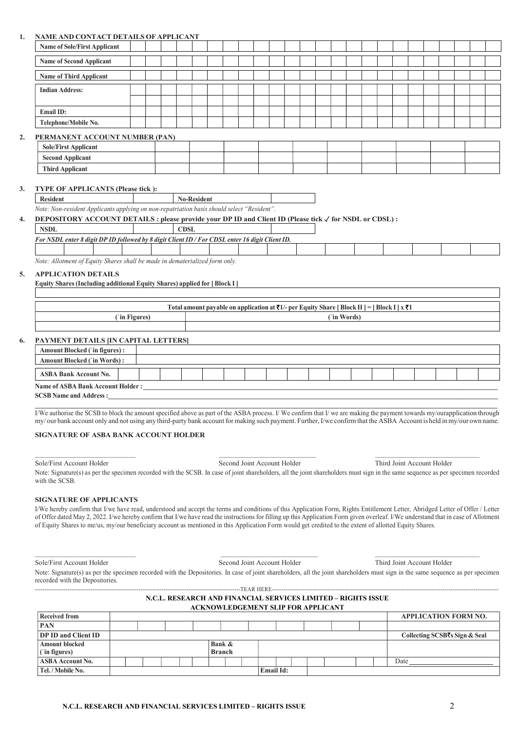**1. NAME AND CONTACT DETAILS OF APPLICANT**

| Name of Sole/First Applicant | |
|---|---|
| Name of Second Applicant | |
| Name of Third Applicant | |
| Indian Address: | |
| | |
| Email ID: | |
| Telephone/Mobile No. | |

**2. PERMANENT ACCOUNT NUMBER (PAN)**

| Sole/First Applicant | | | | | | | | | | |
|---|---|---|---|---|---|---|---|---|---|---|
| Second Applicant | | | | | | | | | | |
| Third Applicant | | | | | | | | | | |

**3. TYPE OF APPLICANTS (Please tick ):**

| Resident | | No-Resident | |
|---|---|---|---|

*Note: Non-resident Applicants applying on non-repatriation basis should select "Resident".*

**4. DEPOSITORY ACCOUNT DETAILS : please provide your DP ID and Client ID (Please tick ✓ for NSDL or CDSL) :**

| NSDL | | CDSL | |
|---|---|---|---|

***For NSDL enter 8 digit DP ID followed by 8 digit Client ID / For CDSL enter 16 digit Client ID.***

| | | | | | | | | | | | | | | | |
|---|---|---|---|---|---|---|---|---|---|---|---|---|---|---|---|

*Note: Allotment of Equity Shares shall be made in dematerialized form only.*

**5. APPLICATION DETAILS**

**Equity Shares (Including additional Equity Shares) applied for [ Block I ]**

| |
|---|

| Total amount payable on application at ₹1/- per Equity Share [ Block II ] = [ Block I ] x ₹1 | |
|---|---|
| (` in Figures) | (` in Words) |
| | |

**6. PAYMENT DETAILS [IN CAPITAL LETTERS]**

| Amount Blocked (` in figures) : | |
|---|---|
| Amount Blocked (` in Words) : | |

| ASBA Bank Account No. | | | | | | | | | | | | | | | | | | |
|---|---|---|---|---|---|---|---|---|---|---|---|---|---|---|---|---|---|---|

**Name of ASBA Bank Account Holder :** ____________________

**SCSB Name and Address :** ____________________

I/We authorise the SCSB to block the amount specified above as part of the ASBA process. I/ We confirm that I/ we are making the payment towards my/ourapplication through my/ our bank account only and not using any third-party bank account for making such payment. Further, I/we confirm that the ASBA Account is held in my/our own name.

**SIGNATURE OF ASBA BANK ACCOUNT HOLDER**

Sole/First Account Holder    Second Joint Account Holder    Third Joint Account Holder

Note: Signature(s) as per the specimen recorded with the SCSB. In case of joint shareholders, all the joint shareholders must sign in the same sequence as per specimen recorded with the SCSB.

**SIGNATURE OF APPLICANTS**

I/We hereby confirm that I/we have read, understood and accept the terms and conditions of this Application Form, Rights Entitlement Letter, Abridged Letter of Offer / Letter of Offer dated May 2, 2022. I/we hereby confirm that I/we have read the instructions for filling up this Application Form given overleaf. I/We understand that in case of Allotment of Equity Shares to me/us, my/our beneficiary account as mentioned in this Application Form would get credited to the extent of allotted Equity Shares.

Sole/First Account Holder    Second Joint Account Holder    Third Joint Account Holder

Note: Signature(s) as per the specimen recorded with the Depositories. In case of joint shareholders, all the joint shareholders must sign in the same sequence as per specimen recorded with the Depositories.

---TEAR HERE---

**N.C.L. RESEARCH AND FINANCIAL SERVICES LIMITED – RIGHTS ISSUE**
**ACKNOWLEDGEMENT SLIP FOR APPLICANT**

| Received from | | | | APPLICATION FORM NO. |
|---|---|---|---|---|
| PAN | | | | |
| DP ID and Client ID | | | | Collecting SCSB₹s Sign & Seal |
| Amount blocked (` in figures) | | Bank & Branch | | |
| ASBA Account No. | | | | Date |
| Tel. / Mobile No. | | Email Id: | | |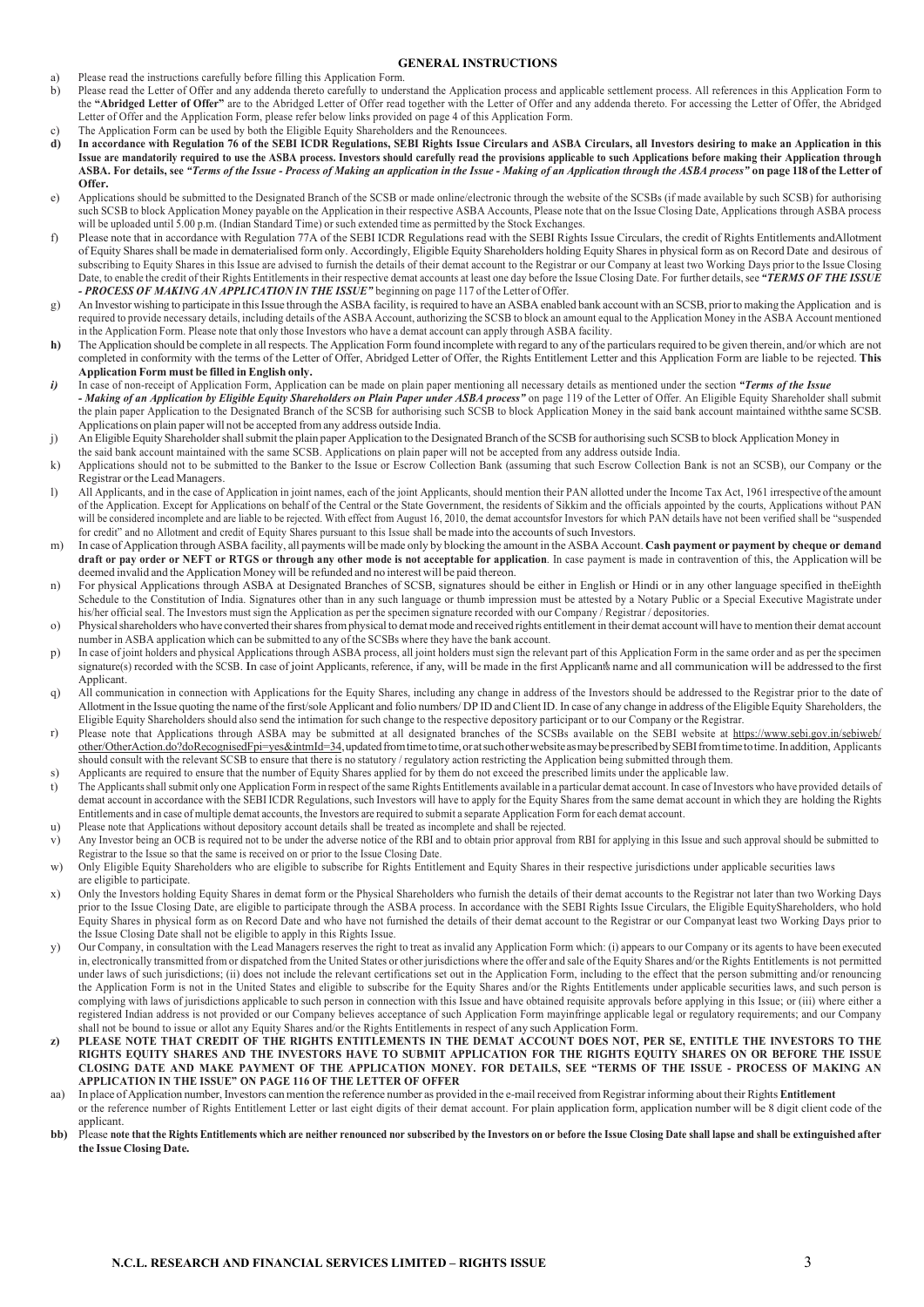## GENERAL INSTRUCTIONS

a) Please read the instructions carefully before filling this Application Form.

b) Please read the Letter of Offer and any addenda thereto carefully to understand the Application process and applicable settlement process. All references in this Application Form to the **"Abridged Letter of Offer"** are to the Abridged Letter of Offer read together with the Letter of Offer and any addenda thereto. For accessing the Letter of Offer, the Abridged Letter of Offer and the Application Form, please refer below links provided on page 4 of this Application Form.

c) The Application Form can be used by both the Eligible Equity Shareholders and the Renouncees.

**d) In accordance with Regulation 76 of the SEBI ICDR Regulations, SEBI Rights Issue Circulars and ASBA Circulars, all Investors desiring to make an Application in this Issue are mandatorily required to use the ASBA process. Investors should carefully read the provisions applicable to such Applications before making their Application through ASBA. For details, see *"Terms of the Issue - Process of Making an application in the Issue - Making of an Application through the ASBA process"* on page 118 of the Letter of Offer.**

e) Applications should be submitted to the Designated Branch of the SCSB or made online/electronic through the website of the SCSBs (if made available by such SCSB) for authorising such SCSB to block Application Money payable on the Application in their respective ASBA Accounts, Please note that on the Issue Closing Date, Applications through ASBA process will be uploaded until 5.00 p.m. (Indian Standard Time) or such extended time as permitted by the Stock Exchanges.

f) Please note that in accordance with Regulation 77A of the SEBI ICDR Regulations read with the SEBI Rights Issue Circulars, the credit of Rights Entitlements andAllotment of Equity Shares shall be made in dematerialised form only. Accordingly, Eligible Equity Shareholders holding Equity Shares in physical form as on Record Date and desirous of subscribing to Equity Shares in this Issue are advised to furnish the details of their demat account to the Registrar or our Company at least two Working Days prior to the Issue Closing Date, to enable the credit of their Rights Entitlements in their respective demat accounts at least one day before the Issue Closing Date. For further details, see ***"TERMS OF THE ISSUE - PROCESS OF MAKING AN APPLICATION IN THE ISSUE"*** beginning on page 117 of the Letter of Offer.

g) An Investor wishing to participate in this Issue through the ASBA facility, is required to have an ASBA enabled bank account with an SCSB, prior to making the Application and is required to provide necessary details, including details of the ASBA Account, authorizing the SCSB to block an amount equal to the Application Money in the ASBA Account mentioned in the Application Form. Please note that only those Investors who have a demat account can apply through ASBA facility.

**h)** The Application should be complete in all respects. The Application Form found incomplete with regard to any of the particulars required to be given therein, and/or which are not completed in conformity with the terms of the Letter of Offer, Abridged Letter of Offer, the Rights Entitlement Letter and this Application Form are liable to be rejected. **This Application Form must be filled in English only.**

*i)* In case of non-receipt of Application Form, Application can be made on plain paper mentioning all necessary details as mentioned under the section ***"Terms of the Issue - Making of an Application by Eligible Equity Shareholders on Plain Paper under ASBA process"*** on page 119 of the Letter of Offer. An Eligible Equity Shareholder shall submit the plain paper Application to the Designated Branch of the SCSB for authorising such SCSB to block Application Money in the said bank account maintained withthe same SCSB. Applications on plain paper will not be accepted from any address outside India.

j) An Eligible Equity Shareholder shall submit the plain paper Application to the Designated Branch of the SCSB for authorising such SCSB to block Application Money in the said bank account maintained with the same SCSB. Applications on plain paper will not be accepted from any address outside India.

k) Applications should not to be submitted to the Banker to the Issue or Escrow Collection Bank (assuming that such Escrow Collection Bank is not an SCSB), our Company or the Registrar or the Lead Managers.

l) All Applicants, and in the case of Application in joint names, each of the joint Applicants, should mention their PAN allotted under the Income Tax Act, 1961 irrespective of the amount of the Application. Except for Applications on behalf of the Central or the State Government, the residents of Sikkim and the officials appointed by the courts, Applications without PAN will be considered incomplete and are liable to be rejected. With effect from August 16, 2010, the demat accountsfor Investors for which PAN details have not been verified shall be "suspended for credit" and no Allotment and credit of Equity Shares pursuant to this Issue shall be made into the accounts of such Investors.

m) In case of Application through ASBA facility, all payments will be made only by blocking the amount in the ASBA Account. **Cash payment or payment by cheque or demand draft or pay order or NEFT or RTGS or through any other mode is not acceptable for application**. In case payment is made in contravention of this, the Application will be deemed invalid and the Application Money will be refunded and no interest will be paid thereon.

n) For physical Applications through ASBA at Designated Branches of SCSB, signatures should be either in English or Hindi or in any other language specified in theEighth Schedule to the Constitution of India. Signatures other than in any such language or thumb impression must be attested by a Notary Public or a Special Executive Magistrate under his/her official seal. The Investors must sign the Application as per the specimen signature recorded with our Company / Registrar / depositories.

o) Physical shareholders who have converted their shares from physical to demat mode and received rights entitlement in their demat account will have to mention their demat account number in ASBA application which can be submitted to any of the SCSBs where they have the bank account.

p) In case of joint holders and physical Applications through ASBA process, all joint holders must sign the relevant part of this Application Form in the same order and as per the specimen signature(s) recorded with the SCSB. In case of joint Applicants, reference, if any, will be made in the first Applicant's name and all communication will be addressed to the first Applicant.

q) All communication in connection with Applications for the Equity Shares, including any change in address of the Investors should be addressed to the Registrar prior to the date of Allotment in the Issue quoting the name of the first/sole Applicant and folio numbers/ DP ID and Client ID. In case of any change in address of the Eligible Equity Shareholders, the Eligible Equity Shareholders should also send the intimation for such change to the respective depository participant or to our Company or the Registrar.

r) Please note that Applications through ASBA may be submitted at all designated branches of the SCSBs available on the SEBI website at https://www.sebi.gov.in/sebiweb/other/OtherAction.do?doRecognisedFpi=yes&intmId=34, updated from time to time, or at such other website as may be prescribed by SEBI from time to time. In addition, Applicants should consult with the relevant SCSB to ensure that there is no statutory / regulatory action restricting the Application being submitted through them.

s) Applicants are required to ensure that the number of Equity Shares applied for by them do not exceed the prescribed limits under the applicable law.

t) The Applicants shall submit only one Application Form in respect of the same Rights Entitlements available in a particular demat account. In case of Investors who have provided details of demat account in accordance with the SEBI ICDR Regulations, such Investors will have to apply for the Equity Shares from the same demat account in which they are holding the Rights Entitlements and in case of multiple demat accounts, the Investors are required to submit a separate Application Form for each demat account.

u) Please note that Applications without depository account details shall be treated as incomplete and shall be rejected.

v) Any Investor being an OCB is required not to be under the adverse notice of the RBI and to obtain prior approval from RBI for applying in this Issue and such approval should be submitted to Registrar to the Issue so that the same is received on or prior to the Issue Closing Date.

w) Only Eligible Equity Shareholders who are eligible to subscribe for Rights Entitlement and Equity Shares in their respective jurisdictions under applicable securities laws are eligible to participate.

x) Only the Investors holding Equity Shares in demat form or the Physical Shareholders who furnish the details of their demat accounts to the Registrar not later than two Working Days prior to the Issue Closing Date, are eligible to participate through the ASBA process. In accordance with the SEBI Rights Issue Circulars, the Eligible EquityShareholders, who hold Equity Shares in physical form as on Record Date and who have not furnished the details of their demat account to the Registrar or our Companyat least two Working Days prior to the Issue Closing Date shall not be eligible to apply in this Rights Issue.

y) Our Company, in consultation with the Lead Managers reserves the right to treat as invalid any Application Form which: (i) appears to our Company or its agents to have been executed in, electronically transmitted from or dispatched from the United States or other jurisdictions where the offer and sale of the Equity Shares and/or the Rights Entitlements is not permitted under laws of such jurisdictions; (ii) does not include the relevant certifications set out in the Application Form, including to the effect that the person submitting and/or renouncing the Application Form is not in the United States and eligible to subscribe for the Equity Shares and/or the Rights Entitlements under applicable securities laws, and such person is complying with laws of jurisdictions applicable to such person in connection with this Issue and have obtained requisite approvals before applying in this Issue; or (iii) where either a registered Indian address is not provided or our Company believes acceptance of such Application Form mayinfringe applicable legal or regulatory requirements; and our Company shall not be bound to issue or allot any Equity Shares and/or the Rights Entitlements in respect of any such Application Form.

**z) PLEASE NOTE THAT CREDIT OF THE RIGHTS ENTITLEMENTS IN THE DEMAT ACCOUNT DOES NOT, PER SE, ENTITLE THE INVESTORS TO THE RIGHTS EQUITY SHARES AND THE INVESTORS HAVE TO SUBMIT APPLICATION FOR THE RIGHTS EQUITY SHARES ON OR BEFORE THE ISSUE CLOSING DATE AND MAKE PAYMENT OF THE APPLICATION MONEY. FOR DETAILS, SEE "TERMS OF THE ISSUE - PROCESS OF MAKING AN APPLICATION IN THE ISSUE" ON PAGE 116 OF THE LETTER OF OFFER**

aa) In place of Application number, Investors can mention the reference number as provided in the e-mail received from Registrar informing about their Rights **Entitlement** or the reference number of Rights Entitlement Letter or last eight digits of their demat account. For plain application form, application number will be 8 digit client code of the applicant.

**bb)** Please **note that the Rights Entitlements which are neither renounced nor subscribed by the Investors on or before the Issue Closing Date shall lapse and shall be extinguished after the Issue Closing Date.**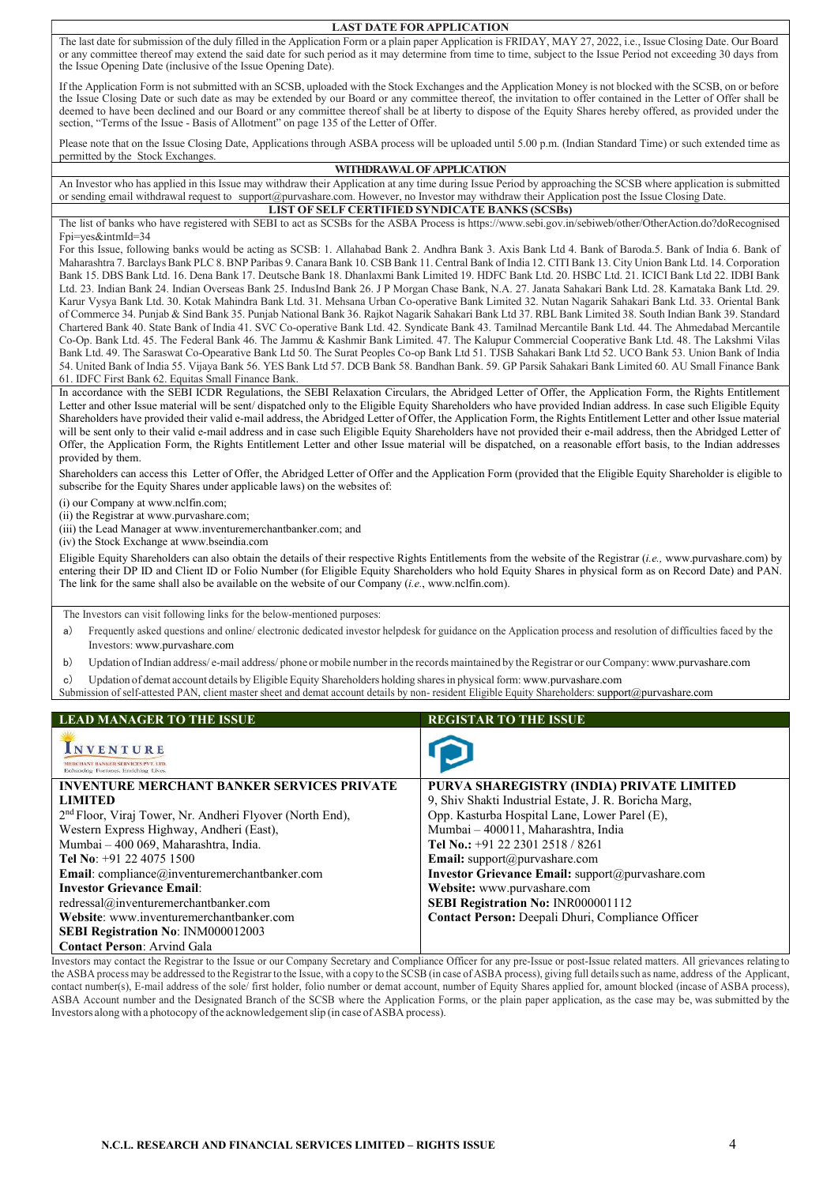## LAST DATE FOR APPLICATION

The last date for submission of the duly filled in the Application Form or a plain paper Application is FRIDAY, MAY 27, 2022, i.e., Issue Closing Date. Our Board or any committee thereof may extend the said date for such period as it may determine from time to time, subject to the Issue Period not exceeding 30 days from the Issue Opening Date (inclusive of the Issue Opening Date).

If the Application Form is not submitted with an SCSB, uploaded with the Stock Exchanges and the Application Money is not blocked with the SCSB, on or before the Issue Closing Date or such date as may be extended by our Board or any committee thereof, the invitation to offer contained in the Letter of Offer shall be deemed to have been declined and our Board or any committee thereof shall be at liberty to dispose of the Equity Shares hereby offered, as provided under the section, "Terms of the Issue - Basis of Allotment" on page 135 of the Letter of Offer.

Please note that on the Issue Closing Date, Applications through ASBA process will be uploaded until 5.00 p.m. (Indian Standard Time) or such extended time as permitted by the Stock Exchanges.

## WITHDRAWAL OF APPLICATION

An Investor who has applied in this Issue may withdraw their Application at any time during Issue Period by approaching the SCSB where application is submitted or sending email withdrawal request to support@purvashare.com. However, no Investor may withdraw their Application post the Issue Closing Date.

## LIST OF SELF CERTIFIED SYNDICATE BANKS (SCSBs)

The list of banks who have registered with SEBI to act as SCSBs for the ASBA Process is https://www.sebi.gov.in/sebiweb/other/OtherAction.do?doRecognised Fpi=yes&intmId=34

For this Issue, following banks would be acting as SCSB: 1. Allahabad Bank 2. Andhra Bank 3. Axis Bank Ltd 4. Bank of Baroda.5. Bank of India 6. Bank of Maharashtra 7. Barclays Bank PLC 8. BNP Paribas 9. Canara Bank 10. CSB Bank 11. Central Bank of India 12. CITI Bank 13. City Union Bank Ltd. 14. Corporation Bank 15. DBS Bank Ltd. 16. Dena Bank 17. Deutsche Bank 18. Dhanlaxmi Bank Limited 19. HDFC Bank Ltd. 20. HSBC Ltd. 21. ICICI Bank Ltd 22. IDBI Bank Ltd. 23. Indian Bank 24. Indian Overseas Bank 25. IndusInd Bank 26. J P Morgan Chase Bank, N.A. 27. Janata Sahakari Bank Ltd. 28. Karnataka Bank Ltd. 29. Karur Vysya Bank Ltd. 30. Kotak Mahindra Bank Ltd. 31. Mehsana Urban Co-operative Bank Limited 32. Nutan Nagarik Sahakari Bank Ltd. 33. Oriental Bank of Commerce 34. Punjab & Sind Bank 35. Punjab National Bank 36. Rajkot Nagarik Sahakari Bank Ltd 37. RBL Bank Limited 38. South Indian Bank 39. Standard Chartered Bank 40. State Bank of India 41. SVC Co-operative Bank Ltd. 42. Syndicate Bank 43. Tamilnad Mercantile Bank Ltd. 44. The Ahmedabad Mercantile Co-Op. Bank Ltd. 45. The Federal Bank 46. The Jammu & Kashmir Bank Limited. 47. The Kalupur Commercial Cooperative Bank Ltd. 48. The Lakshmi Vilas Bank Ltd. 49. The Saraswat Co-Opearative Bank Ltd 50. The Surat Peoples Co-op Bank Ltd 51. TJSB Sahakari Bank Ltd 52. UCO Bank 53. Union Bank of India 54. United Bank of India 55. Vijaya Bank 56. YES Bank Ltd 57. DCB Bank 58. Bandhan Bank. 59. GP Parsik Sahakari Bank Limited 60. AU Small Finance Bank 61. IDFC First Bank 62. Equitas Small Finance Bank.

In accordance with the SEBI ICDR Regulations, the SEBI Relaxation Circulars, the Abridged Letter of Offer, the Application Form, the Rights Entitlement Letter and other Issue material will be sent/ dispatched only to the Eligible Equity Shareholders who have provided Indian address. In case such Eligible Equity Shareholders have provided their valid e-mail address, the Abridged Letter of Offer, the Application Form, the Rights Entitlement Letter and other Issue material will be sent only to their valid e-mail address and in case such Eligible Equity Shareholders have not provided their e-mail address, then the Abridged Letter of Offer, the Application Form, the Rights Entitlement Letter and other Issue material will be dispatched, on a reasonable effort basis, to the Indian addresses provided by them.

Shareholders can access this Letter of Offer, the Abridged Letter of Offer and the Application Form (provided that the Eligible Equity Shareholder is eligible to subscribe for the Equity Shares under applicable laws) on the websites of:

(i) our Company at www.nclfin.com;
(ii) the Registrar at www.purvashare.com;
(iii) the Lead Manager at www.inventuremerchantbanker.com; and
(iv) the Stock Exchange at www.bseindia.com

Eligible Equity Shareholders can also obtain the details of their respective Rights Entitlements from the website of the Registrar (*i.e.,* www.purvashare.com) by entering their DP ID and Client ID or Folio Number (for Eligible Equity Shareholders who hold Equity Shares in physical form as on Record Date) and PAN. The link for the same shall also be available on the website of our Company (*i.e.*, www.nclfin.com).

The Investors can visit following links for the below-mentioned purposes:

a) Frequently asked questions and online/ electronic dedicated investor helpdesk for guidance on the Application process and resolution of difficulties faced by the Investors: www.purvashare.com

b) Updation of Indian address/ e-mail address/ phone or mobile number in the records maintained by the Registrar or our Company: www.purvashare.com

c) Updation of demat account details by Eligible Equity Shareholders holding shares in physical form: www.purvashare.com

Submission of self-attested PAN, client master sheet and demat account details by non- resident Eligible Equity Shareholders: support@purvashare.com

| LEAD MANAGER TO THE ISSUE | REGISTAR TO THE ISSUE |
|---|---|
| INVENTURE MERCHANT BANKER SERVICES PVT. LTD. Enhancing Fortunes, Enriching Lives. | |
| **INVENTURE MERCHANT BANKER SERVICES PRIVATE LIMITED**<br>2nd Floor, Viraj Tower, Nr. Andheri Flyover (North End),<br>Western Express Highway, Andheri (East),<br>Mumbai – 400 069, Maharashtra, India.<br>**Tel No**: +91 22 4075 1500<br>**Email**: compliance@inventuremerchantbanker.com<br>**Investor Grievance Email**:<br>redressal@inventuremerchantbanker.com<br>**Website**: www.inventuremerchantbanker.com<br>**SEBI Registration No**: INM000012003<br>**Contact Person**: Arvind Gala | **PURVA SHAREGISTRY (INDIA) PRIVATE LIMITED**<br>9, Shiv Shakti Industrial Estate, J. R. Boricha Marg,<br>Opp. Kasturba Hospital Lane, Lower Parel (E),<br>Mumbai – 400011, Maharashtra, India<br>**Tel No.:** +91 22 2301 2518 / 8261<br>**Email:** support@purvashare.com<br>**Investor Grievance Email:** support@purvashare.com<br>**Website:** www.purvashare.com<br>**SEBI Registration No:** INR000001112<br>**Contact Person:** Deepali Dhuri, Compliance Officer |

Investors may contact the Registrar to the Issue or our Company Secretary and Compliance Officer for any pre-Issue or post-Issue related matters. All grievances relating to the ASBA process may be addressed to the Registrar to the Issue, with a copy to the SCSB (in case of ASBA process), giving full details such as name, address of the Applicant, contact number(s), E-mail address of the sole/ first holder, folio number or demat account, number of Equity Shares applied for, amount blocked (incase of ASBA process), ASBA Account number and the Designated Branch of the SCSB where the Application Forms, or the plain paper application, as the case may be, was submitted by the Investors along with a photocopy of the acknowledgement slip (in case of ASBA process).